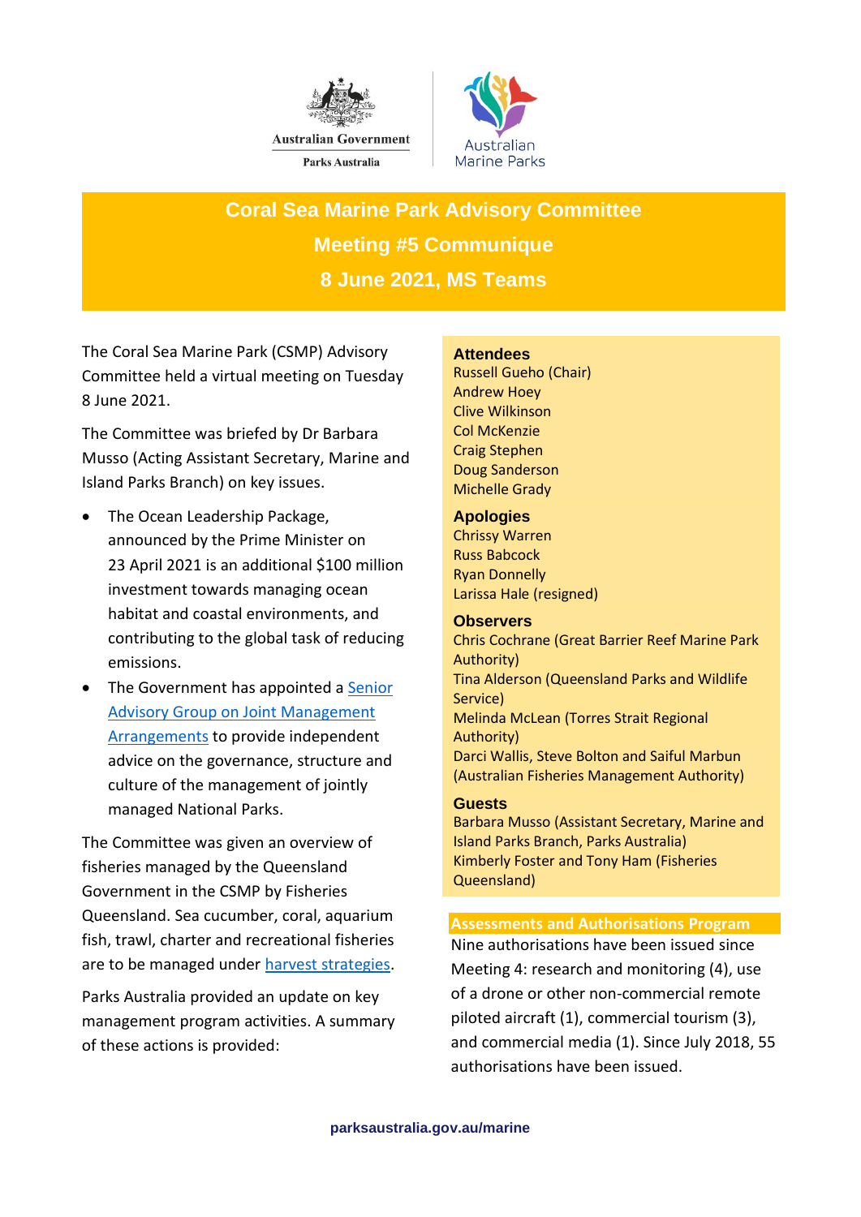Australian Government

Parks Australia

Australian Marine Parks

# Coral Sea Marine Park Advisory Committee
## Meeting #5 Communique
## 8 June 2021, MS Teams

The Coral Sea Marine Park (CSMP) Advisory Committee held a virtual meeting on Tuesday 8 June 2021.

The Committee was briefed by Dr Barbara Musso (Acting Assistant Secretary, Marine and Island Parks Branch) on key issues.

- The Ocean Leadership Package, announced by the Prime Minister on 23 April 2021 is an additional $100 million investment towards managing ocean habitat and coastal environments, and contributing to the global task of reducing emissions.
- The Government has appointed a Senior Advisory Group on Joint Management Arrangements to provide independent advice on the governance, structure and culture of the management of jointly managed National Parks.

The Committee was given an overview of fisheries managed by the Queensland Government in the CSMP by Fisheries Queensland. Sea cucumber, coral, aquarium fish, trawl, charter and recreational fisheries are to be managed under harvest strategies.

Parks Australia provided an update on key management program activities. A summary of these actions is provided:

**Attendees**
Russell Gueho (Chair)
Andrew Hoey
Clive Wilkinson
Col McKenzie
Craig Stephen
Doug Sanderson
Michelle Grady

**Apologies**
Chrissy Warren
Russ Babcock
Ryan Donnelly
Larissa Hale (resigned)

**Observers**
Chris Cochrane (Great Barrier Reef Marine Park Authority)
Tina Alderson (Queensland Parks and Wildlife Service)
Melinda McLean (Torres Strait Regional Authority)
Darci Wallis, Steve Bolton and Saiful Marbun (Australian Fisheries Management Authority)

**Guests**
Barbara Musso (Assistant Secretary, Marine and Island Parks Branch, Parks Australia)
Kimberly Foster and Tony Ham (Fisheries Queensland)

### Assessments and Authorisations Program

Nine authorisations have been issued since Meeting 4: research and monitoring (4), use of a drone or other non-commercial remote piloted aircraft (1), commercial tourism (3), and commercial media (1). Since July 2018, 55 authorisations have been issued.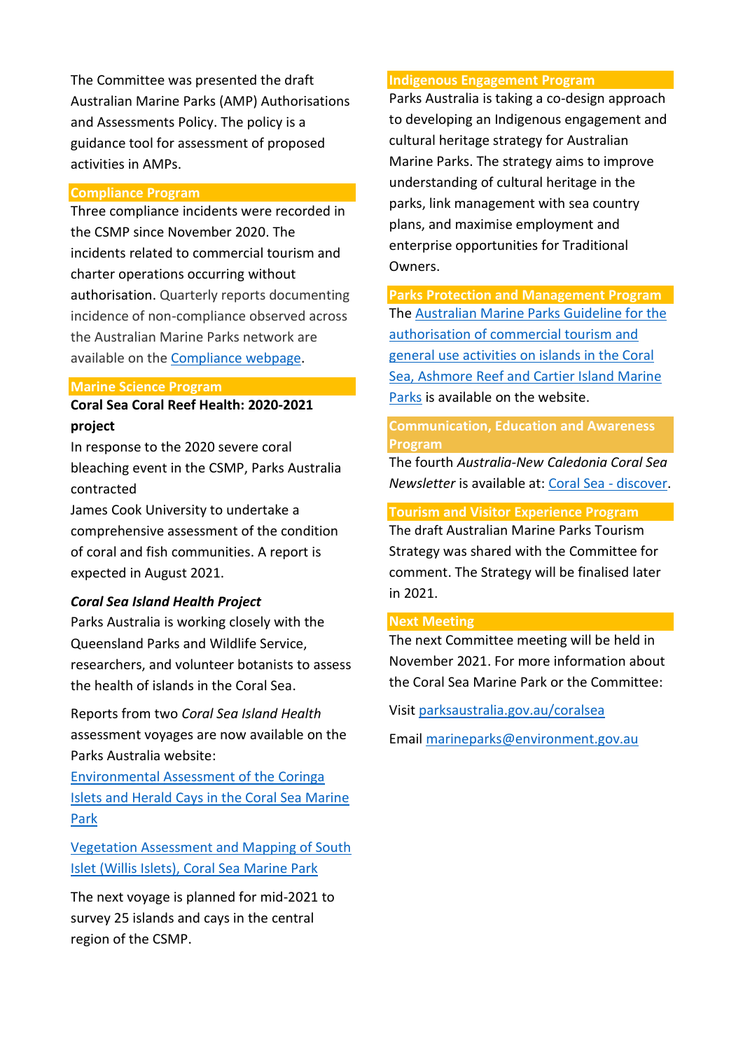The Committee was presented the draft Australian Marine Parks (AMP) Authorisations and Assessments Policy. The policy is a guidance tool for assessment of proposed activities in AMPs.

## Compliance Program

Three compliance incidents were recorded in the CSMP since November 2020. The incidents related to commercial tourism and charter operations occurring without authorisation. Quarterly reports documenting incidence of non-compliance observed across the Australian Marine Parks network are available on the Compliance webpage.

## Marine Science Program

**Coral Sea Coral Reef Health: 2020-2021 project**

In response to the 2020 severe coral bleaching event in the CSMP, Parks Australia contracted James Cook University to undertake a comprehensive assessment of the condition of coral and fish communities. A report is expected in August 2021.

***Coral Sea Island Health Project***

Parks Australia is working closely with the Queensland Parks and Wildlife Service, researchers, and volunteer botanists to assess the health of islands in the Coral Sea.

Reports from two *Coral Sea Island Health* assessment voyages are now available on the Parks Australia website:

Environmental Assessment of the Coringa Islets and Herald Cays in the Coral Sea Marine Park

Vegetation Assessment and Mapping of South Islet (Willis Islets), Coral Sea Marine Park

The next voyage is planned for mid-2021 to survey 25 islands and cays in the central region of the CSMP.

## Indigenous Engagement Program

Parks Australia is taking a co-design approach to developing an Indigenous engagement and cultural heritage strategy for Australian Marine Parks. The strategy aims to improve understanding of cultural heritage in the parks, link management with sea country plans, and maximise employment and enterprise opportunities for Traditional Owners.

## Parks Protection and Management Program

The Australian Marine Parks Guideline for the authorisation of commercial tourism and general use activities on islands in the Coral Sea, Ashmore Reef and Cartier Island Marine Parks is available on the website.

## Communication, Education and Awareness Program

The fourth *Australia-New Caledonia Coral Sea Newsletter* is available at: Coral Sea - discover.

## Tourism and Visitor Experience Program

The draft Australian Marine Parks Tourism Strategy was shared with the Committee for comment. The Strategy will be finalised later in 2021.

## Next Meeting

The next Committee meeting will be held in November 2021. For more information about the Coral Sea Marine Park or the Committee:

Visit parksaustralia.gov.au/coralsea

Email marineparks@environment.gov.au